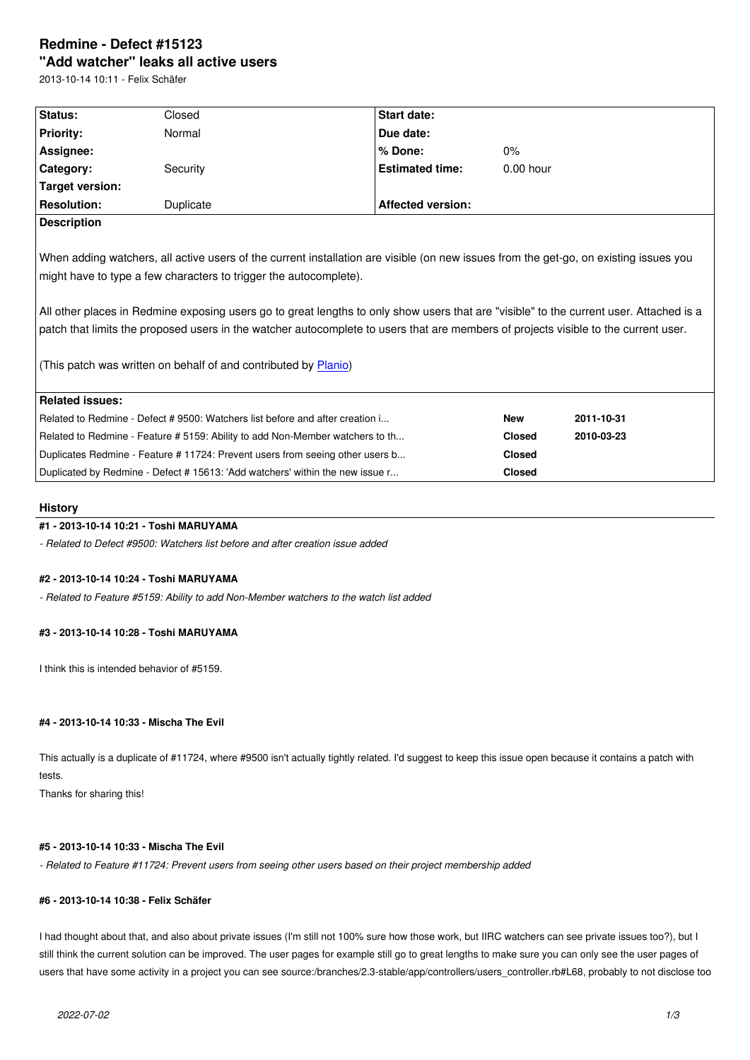# Redmine - Defect #15123

## "Add watcher" leaks all active users

2013-10-14 10:11 - Felix Schäfer

| Status: | Closed | Start date: | |
|---|---|---|---|
| Priority: | Normal | Due date: | |
| Assignee: | | % Done: | 0% |
| Category: | Security | Estimated time: | 0.00 hour |
| Target version: | | | |
| Resolution: | Duplicate | Affected version: | |

**Description**

When adding watchers, all active users of the current installation are visible (on new issues from the get-go, on existing issues you might have to type a few characters to trigger the autocomplete).

All other places in Redmine exposing users go to great lengths to only show users that are "visible" to the current user. Attached is a patch that limits the proposed users in the watcher autocomplete to users that are members of projects visible to the current user.

(This patch was written on behalf of and contributed by Planio)

**Related issues:**

| | | |
|---|---|---|
| Related to Redmine - Defect # 9500: Watchers list before and after creation i... | New | 2011-10-31 |
| Related to Redmine - Feature # 5159: Ability to add Non-Member watchers to th... | Closed | 2010-03-23 |
| Duplicates Redmine - Feature # 11724: Prevent users from seeing other users b... | Closed | |
| Duplicated by Redmine - Defect # 15613: 'Add watchers' within the new issue r... | Closed | |

## History

#### #1 - 2013-10-14 10:21 - Toshi MARUYAMA

*- Related to Defect #9500: Watchers list before and after creation issue added*

#### #2 - 2013-10-14 10:24 - Toshi MARUYAMA

*- Related to Feature #5159: Ability to add Non-Member watchers to the watch list added*

#### #3 - 2013-10-14 10:28 - Toshi MARUYAMA

I think this is intended behavior of #5159.

#### #4 - 2013-10-14 10:33 - Mischa The Evil

This actually is a duplicate of #11724, where #9500 isn't actually tightly related. I'd suggest to keep this issue open because it contains a patch with tests.

Thanks for sharing this!

#### #5 - 2013-10-14 10:33 - Mischa The Evil

*- Related to Feature #11724: Prevent users from seeing other users based on their project membership added*

#### #6 - 2013-10-14 10:38 - Felix Schäfer

I had thought about that, and also about private issues (I'm still not 100% sure how those work, but IIRC watchers can see private issues too?), but I still think the current solution can be improved. The user pages for example still go to great lengths to make sure you can only see the user pages of users that have some activity in a project you can see source:/branches/2.3-stable/app/controllers/users_controller.rb#L68, probably to not disclose too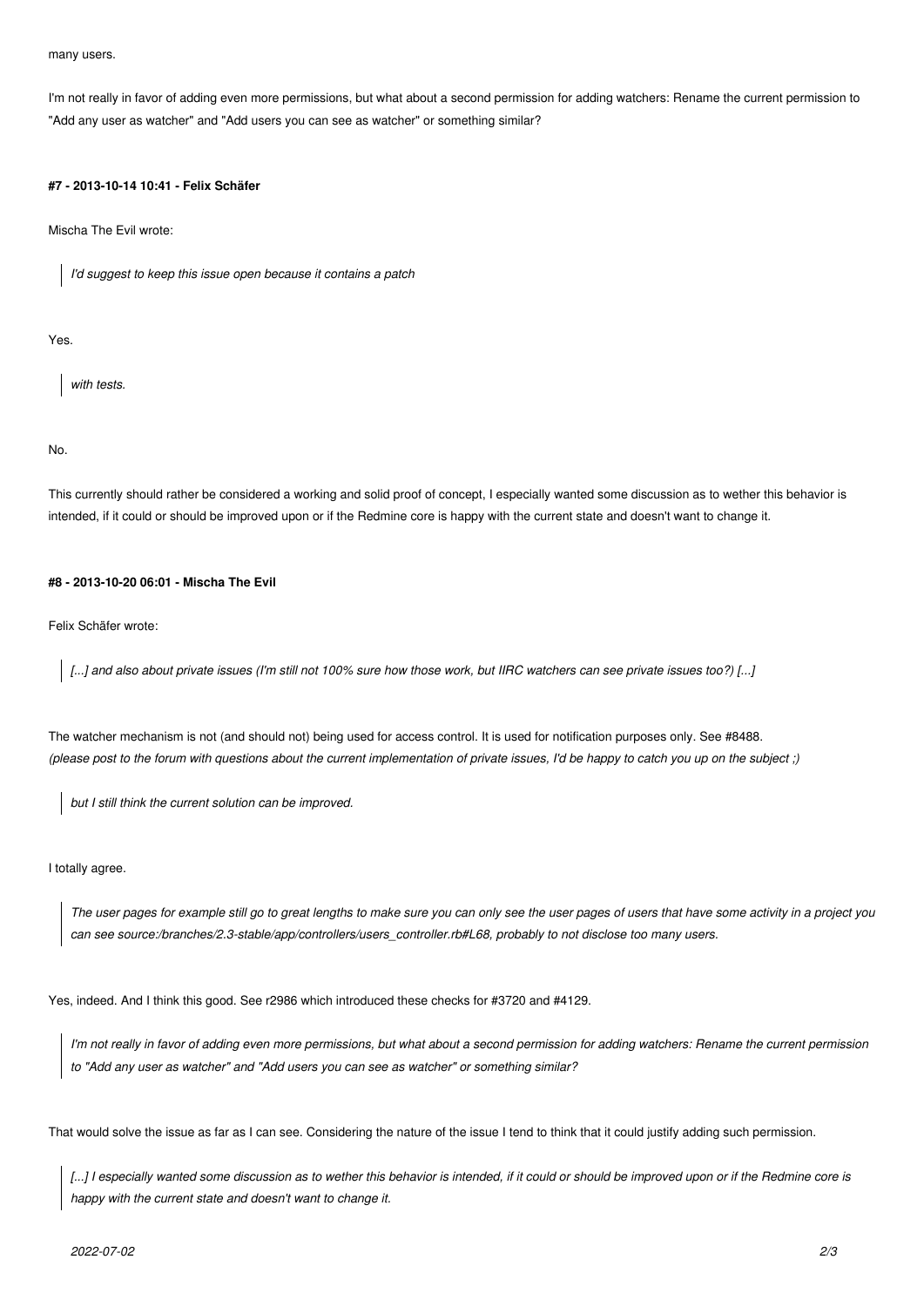many users.

I'm not really in favor of adding even more permissions, but what about a second permission for adding watchers: Rename the current permission to "Add any user as watcher" and "Add users you can see as watcher" or something similar?

#### #7 - 2013-10-14 10:41 - Felix Schäfer

Mischa The Evil wrote:

> *I'd suggest to keep this issue open because it contains a patch*

Yes.

> *with tests.*

No.

This currently should rather be considered a working and solid proof of concept, I especially wanted some discussion as to wether this behavior is intended, if it could or should be improved upon or if the Redmine core is happy with the current state and doesn't want to change it.

#### #8 - 2013-10-20 06:01 - Mischa The Evil

Felix Schäfer wrote:

> *[...] and also about private issues (I'm still not 100% sure how those work, but IIRC watchers can see private issues too?) [...]*

The watcher mechanism is not (and should not) being used for access control. It is used for notification purposes only. See #8488.
*(please post to the forum with questions about the current implementation of private issues, I'd be happy to catch you up on the subject ;)*

> *but I still think the current solution can be improved.*

I totally agree.

> *The user pages for example still go to great lengths to make sure you can only see the user pages of users that have some activity in a project you can see source:/branches/2.3-stable/app/controllers/users_controller.rb#L68, probably to not disclose too many users.*

Yes, indeed. And I think this good. See r2986 which introduced these checks for #3720 and #4129.

> *I'm not really in favor of adding even more permissions, but what about a second permission for adding watchers: Rename the current permission to "Add any user as watcher" and "Add users you can see as watcher" or something similar?*

That would solve the issue as far as I can see. Considering the nature of the issue I tend to think that it could justify adding such permission.

> *[...] I especially wanted some discussion as to wether this behavior is intended, if it could or should be improved upon or if the Redmine core is happy with the current state and doesn't want to change it.*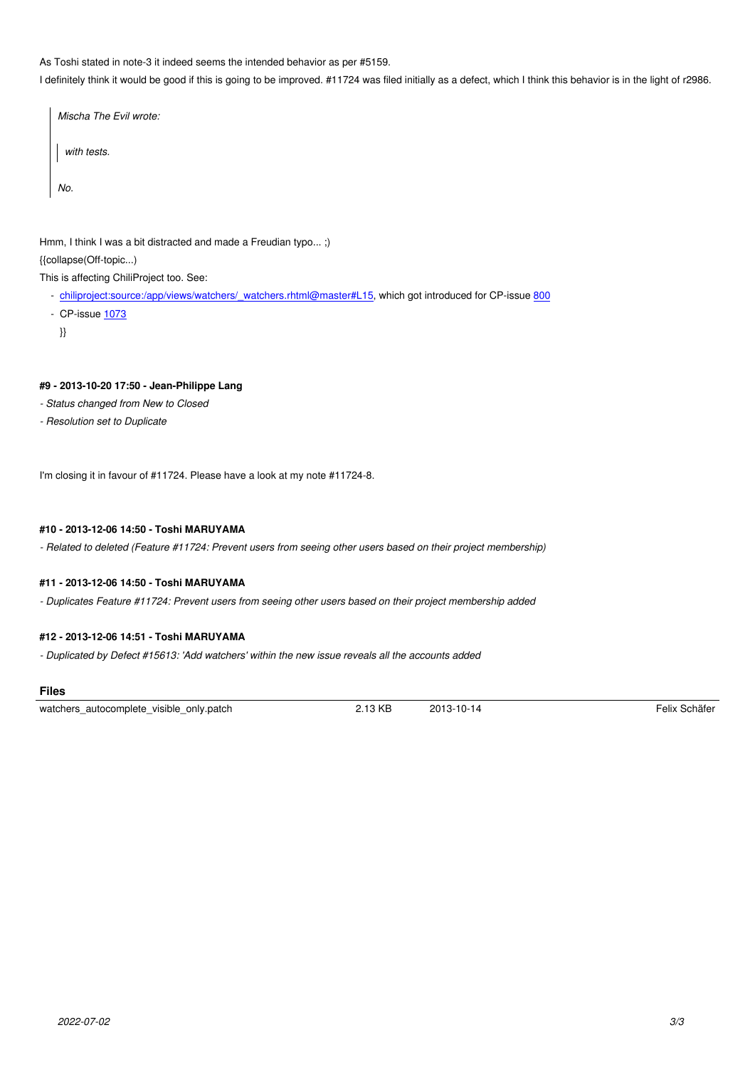As Toshi stated in note-3 it indeed seems the intended behavior as per #5159.

I definitely think it would be good if this is going to be improved. #11724 was filed initially as a defect, which I think this behavior is in the light of r2986.

> *Mischa The Evil wrote:*
>
> > *with tests.*
>
> *No.*

Hmm, I think I was a bit distracted and made a Freudian typo... ;)

{{collapse(Off-topic...)

This is affecting ChiliProject too. See:

- chiliproject:source:/app/views/watchers/_watchers.rhtml@master#L15, which got introduced for CP-issue 800
- CP-issue 1073

}}

#### #9 - 2013-10-20 17:50 - Jean-Philippe Lang

*- Status changed from New to Closed*

*- Resolution set to Duplicate*

I'm closing it in favour of #11724. Please have a look at my note #11724-8.

#### #10 - 2013-12-06 14:50 - Toshi MARUYAMA

*- Related to deleted (Feature #11724: Prevent users from seeing other users based on their project membership)*

#### #11 - 2013-12-06 14:50 - Toshi MARUYAMA

*- Duplicates Feature #11724: Prevent users from seeing other users based on their project membership added*

#### #12 - 2013-12-06 14:51 - Toshi MARUYAMA

*- Duplicated by Defect #15613: 'Add watchers' within the new issue reveals all the accounts added*

### Files

| | | | |
|---|---|---|---|
| watchers_autocomplete_visible_only.patch | 2.13 KB | 2013-10-14 | Felix Schäfer |